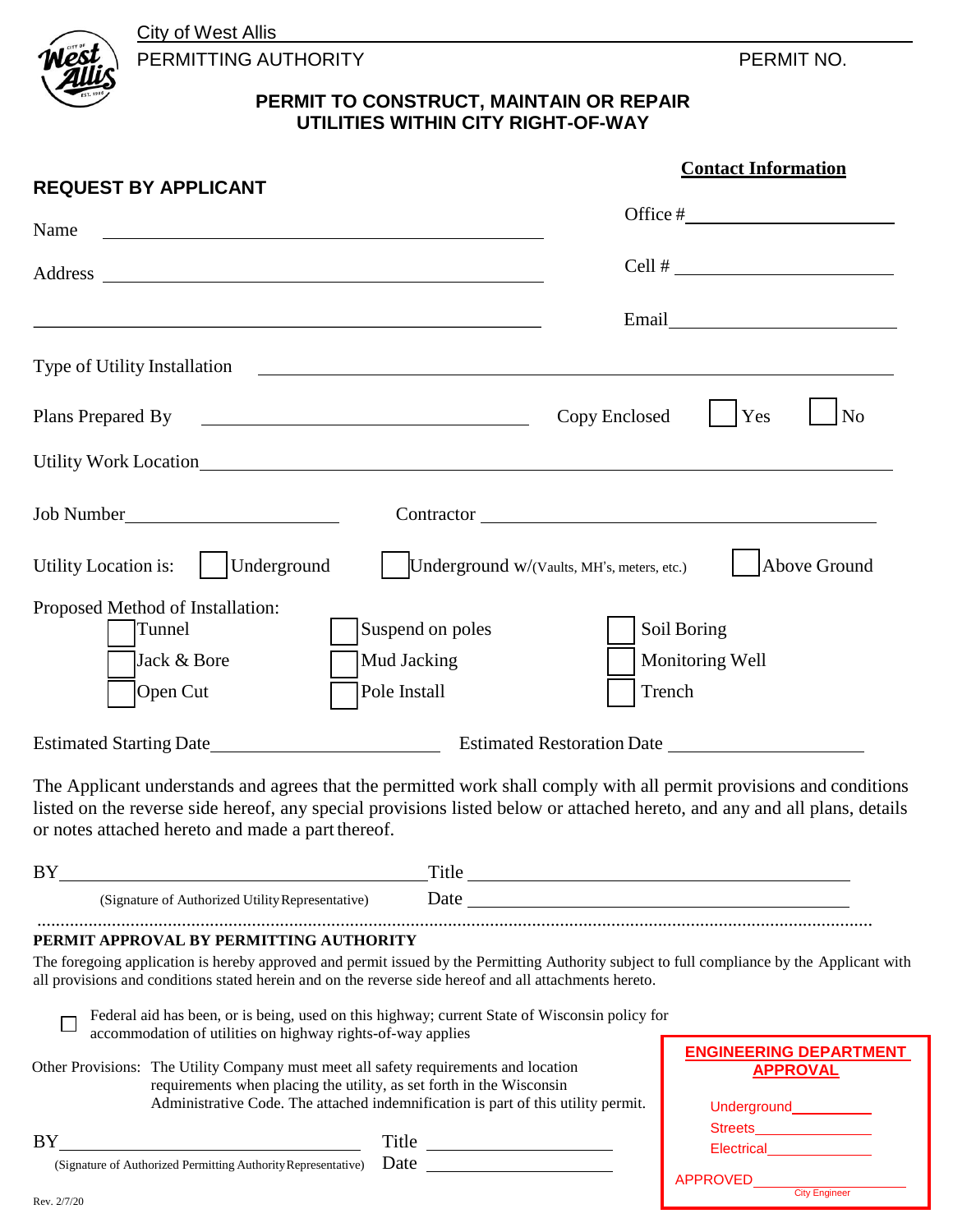City of West Allis

PERMITTING AUTHORITY

PERMIT NO.

## PERMIT TO CONSTRUCT, MAINTAIN OR REPAIR UTILITIES WITHIN CITY RIGHT-OF-WAY

### REQUEST BY APPLICANT

**Contact Information**

Name ______________________________

Address ______________________________

______________________________

Office # ______________________________

Cell # ______________________________

Email ______________________________

Type of Utility Installation ______________________________

Plans Prepared By ______________________________ Copy Enclosed ☐ Yes ☐ No

Utility Work Location ______________________________

Job Number ______________________________ Contractor ______________________________

Utility Location is: ☐ Underground ☐ Underground w/(Vaults, MH's, meters, etc.) ☐ Above Ground

Proposed Method of Installation:

- ☐ Tunnel
- ☐ Jack & Bore
- ☐ Open Cut
- ☐ Suspend on poles
- ☐ Mud Jacking
- ☐ Pole Install
- ☐ Soil Boring
- ☐ Monitoring Well
- ☐ Trench

Estimated Starting Date ______________________________ Estimated Restoration Date ______________________________

The Applicant understands and agrees that the permitted work shall comply with all permit provisions and conditions listed on the reverse side hereof, any special provisions listed below or attached hereto, and any and all plans, details or notes attached hereto and made a part thereof.

BY ______________________________ Title ______________________________

(Signature of Authorized Utility Representative) Date ______________________________

**PERMIT APPROVAL BY PERMITTING AUTHORITY**

The foregoing application is hereby approved and permit issued by the Permitting Authority subject to full compliance by the Applicant with all provisions and conditions stated herein and on the reverse side hereof and all attachments hereto.

☐ Federal aid has been, or is being, used on this highway; current State of Wisconsin policy for accommodation of utilities on highway rights-of-way applies

Other Provisions: The Utility Company must meet all safety requirements and location requirements when placing the utility, as set forth in the Wisconsin Administrative Code. The attached indemnification is part of this utility permit.

BY ______________________________ Title ______________________________

(Signature of Authorized Permitting Authority Representative) Date ______________________________

**ENGINEERING DEPARTMENT APPROVAL**

Underground ______________

Streets ______________

Electrical ______________

APPROVED ______________

City Engineer

Rev. 2/7/20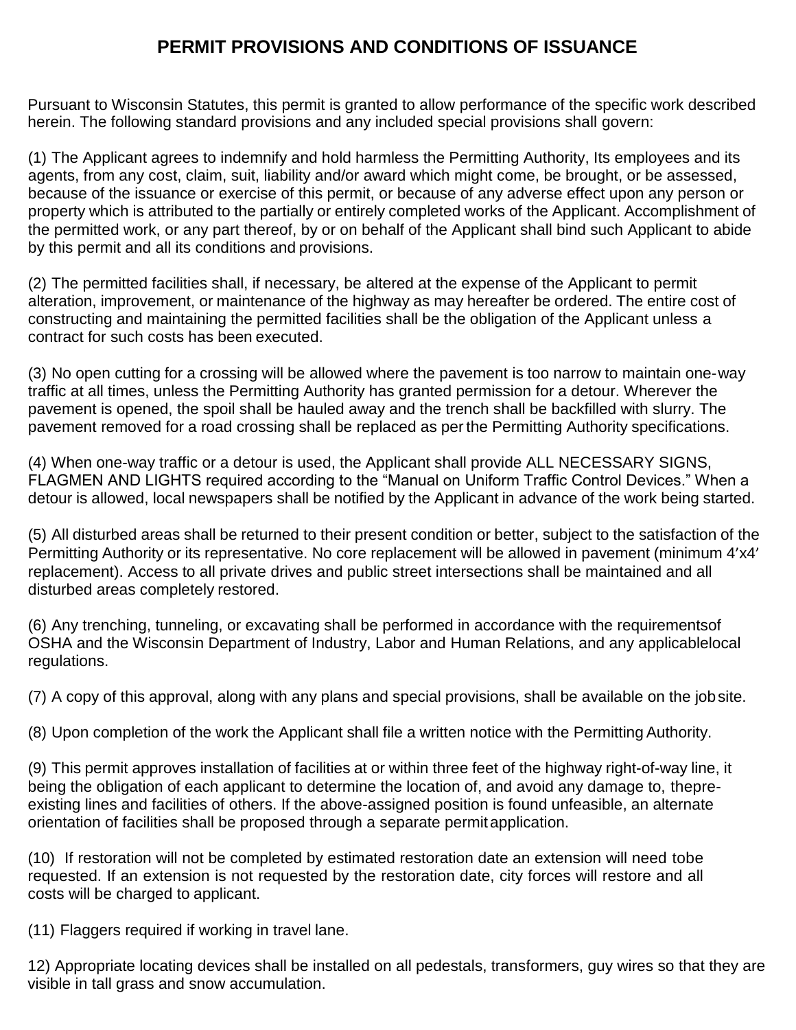# PERMIT PROVISIONS AND CONDITIONS OF ISSUANCE

Pursuant to Wisconsin Statutes, this permit is granted to allow performance of the specific work described herein. The following standard provisions and any included special provisions shall govern:

(1) The Applicant agrees to indemnify and hold harmless the Permitting Authority, Its employees and its agents, from any cost, claim, suit, liability and/or award which might come, be brought, or be assessed, because of the issuance or exercise of this permit, or because of any adverse effect upon any person or property which is attributed to the partially or entirely completed works of the Applicant. Accomplishment of the permitted work, or any part thereof, by or on behalf of the Applicant shall bind such Applicant to abide by this permit and all its conditions and provisions.

(2) The permitted facilities shall, if necessary, be altered at the expense of the Applicant to permit alteration, improvement, or maintenance of the highway as may hereafter be ordered. The entire cost of constructing and maintaining the permitted facilities shall be the obligation of the Applicant unless a contract for such costs has been executed.

(3) No open cutting for a crossing will be allowed where the pavement is too narrow to maintain one-way traffic at all times, unless the Permitting Authority has granted permission for a detour. Wherever the pavement is opened, the spoil shall be hauled away and the trench shall be backfilled with slurry. The pavement removed for a road crossing shall be replaced as per the Permitting Authority specifications.

(4) When one-way traffic or a detour is used, the Applicant shall provide ALL NECESSARY SIGNS, FLAGMEN AND LIGHTS required according to the "Manual on Uniform Traffic Control Devices." When a detour is allowed, local newspapers shall be notified by the Applicant in advance of the work being started.

(5) All disturbed areas shall be returned to their present condition or better, subject to the satisfaction of the Permitting Authority or its representative. No core replacement will be allowed in pavement (minimum 4′x4′ replacement). Access to all private drives and public street intersections shall be maintained and all disturbed areas completely restored.

(6) Any trenching, tunneling, or excavating shall be performed in accordance with the requirementsof OSHA and the Wisconsin Department of Industry, Labor and Human Relations, and any applicablelocal regulations.

(7) A copy of this approval, along with any plans and special provisions, shall be available on the job site.

(8) Upon completion of the work the Applicant shall file a written notice with the Permitting Authority.

(9) This permit approves installation of facilities at or within three feet of the highway right-of-way line, it being the obligation of each applicant to determine the location of, and avoid any damage to, thepre-existing lines and facilities of others. If the above-assigned position is found unfeasible, an alternate orientation of facilities shall be proposed through a separate permit application.

(10) If restoration will not be completed by estimated restoration date an extension will need tobe requested. If an extension is not requested by the restoration date, city forces will restore and all costs will be charged to applicant.

(11) Flaggers required if working in travel lane.

12) Appropriate locating devices shall be installed on all pedestals, transformers, guy wires so that they are visible in tall grass and snow accumulation.